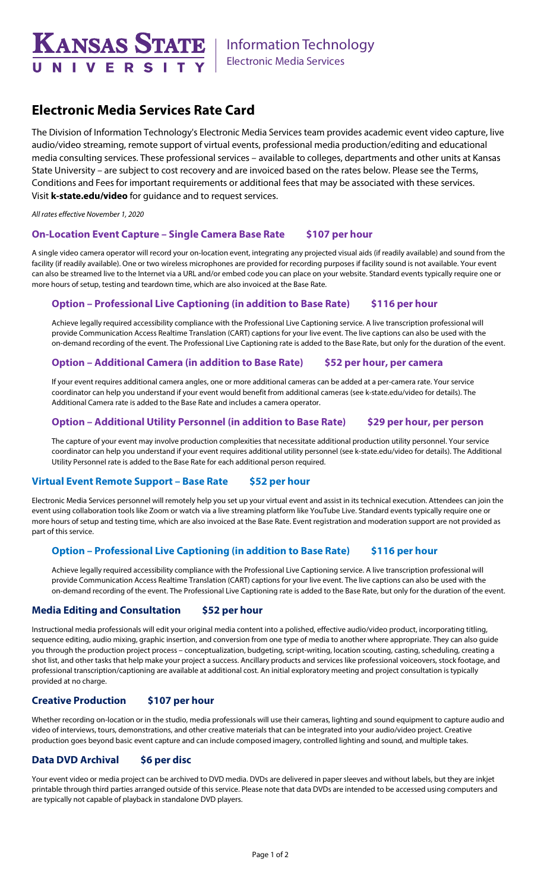# Kansas State University

Information Technology
Electronic Media Services

# Electronic Media Services Rate Card

The Division of Information Technology's Electronic Media Services team provides academic event video capture, live audio/video streaming, remote support of virtual events, professional media production/editing and educational media consulting services. These professional services – available to colleges, departments and other units at Kansas State University – are subject to cost recovery and are invoiced based on the rates below. Please see the Terms, Conditions and Fees for important requirements or additional fees that may be associated with these services. Visit **k-state.edu/video** for guidance and to request services.

*All rates effective November 1, 2020*

## On-Location Event Capture – Single Camera Base Rate $107 per hour

A single video camera operator will record your on-location event, integrating any projected visual aids (if readily available) and sound from the facility (if readily available). One or two wireless microphones are provided for recording purposes if facility sound is not available. Your event can also be streamed live to the Internet via a URL and/or embed code you can place on your website. Standard events typically require one or more hours of setup, testing and teardown time, which are also invoiced at the Base Rate.

### Option – Professional Live Captioning (in addition to Base Rate) $116 per hour

Achieve legally required accessibility compliance with the Professional Live Captioning service. A live transcription professional will provide Communication Access Realtime Translation (CART) captions for your live event. The live captions can also be used with the on-demand recording of the event. The Professional Live Captioning rate is added to the Base Rate, but only for the duration of the event.

### Option – Additional Camera (in addition to Base Rate) $52 per hour, per camera

If your event requires additional camera angles, one or more additional cameras can be added at a per-camera rate. Your service coordinator can help you understand if your event would benefit from additional cameras (see k-state.edu/video for details). The Additional Camera rate is added to the Base Rate and includes a camera operator.

### Option – Additional Utility Personnel (in addition to Base Rate) $29 per hour, per person

The capture of your event may involve production complexities that necessitate additional production utility personnel. Your service coordinator can help you understand if your event requires additional utility personnel (see k-state.edu/video for details). The Additional Utility Personnel rate is added to the Base Rate for each additional person required.

## Virtual Event Remote Support – Base Rate $52 per hour

Electronic Media Services personnel will remotely help you set up your virtual event and assist in its technical execution. Attendees can join the event using collaboration tools like Zoom or watch via a live streaming platform like YouTube Live. Standard events typically require one or more hours of setup and testing time, which are also invoiced at the Base Rate. Event registration and moderation support are not provided as part of this service.

### Option – Professional Live Captioning (in addition to Base Rate) $116 per hour

Achieve legally required accessibility compliance with the Professional Live Captioning service. A live transcription professional will provide Communication Access Realtime Translation (CART) captions for your live event. The live captions can also be used with the on-demand recording of the event. The Professional Live Captioning rate is added to the Base Rate, but only for the duration of the event.

## Media Editing and Consultation $52 per hour

Instructional media professionals will edit your original media content into a polished, effective audio/video product, incorporating titling, sequence editing, audio mixing, graphic insertion, and conversion from one type of media to another where appropriate. They can also guide you through the production project process – conceptualization, budgeting, script-writing, location scouting, casting, scheduling, creating a shot list, and other tasks that help make your project a success. Ancillary products and services like professional voiceovers, stock footage, and professional transcription/captioning are available at additional cost. An initial exploratory meeting and project consultation is typically provided at no charge.

## Creative Production $107 per hour

Whether recording on-location or in the studio, media professionals will use their cameras, lighting and sound equipment to capture audio and video of interviews, tours, demonstrations, and other creative materials that can be integrated into your audio/video project. Creative production goes beyond basic event capture and can include composed imagery, controlled lighting and sound, and multiple takes.

## Data DVD Archival $6 per disc

Your event video or media project can be archived to DVD media. DVDs are delivered in paper sleeves and without labels, but they are inkjet printable through third parties arranged outside of this service. Please note that data DVDs are intended to be accessed using computers and are typically not capable of playback in standalone DVD players.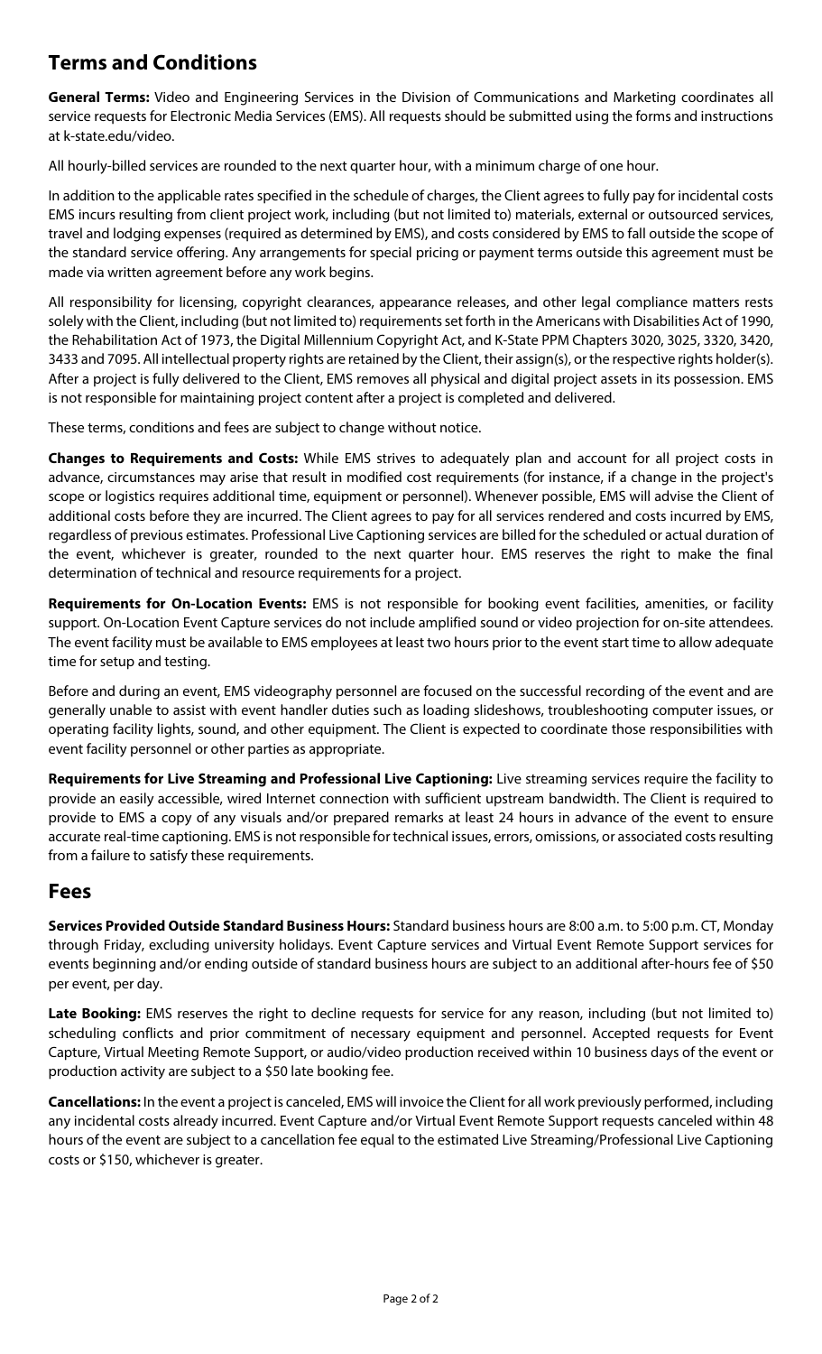## Terms and Conditions

**General Terms:** Video and Engineering Services in the Division of Communications and Marketing coordinates all service requests for Electronic Media Services (EMS). All requests should be submitted using the forms and instructions at k-state.edu/video.

All hourly-billed services are rounded to the next quarter hour, with a minimum charge of one hour.

In addition to the applicable rates specified in the schedule of charges, the Client agrees to fully pay for incidental costs EMS incurs resulting from client project work, including (but not limited to) materials, external or outsourced services, travel and lodging expenses (required as determined by EMS), and costs considered by EMS to fall outside the scope of the standard service offering. Any arrangements for special pricing or payment terms outside this agreement must be made via written agreement before any work begins.

All responsibility for licensing, copyright clearances, appearance releases, and other legal compliance matters rests solely with the Client, including (but not limited to) requirements set forth in the Americans with Disabilities Act of 1990, the Rehabilitation Act of 1973, the Digital Millennium Copyright Act, and K-State PPM Chapters 3020, 3025, 3320, 3420, 3433 and 7095. All intellectual property rights are retained by the Client, their assign(s), or the respective rights holder(s). After a project is fully delivered to the Client, EMS removes all physical and digital project assets in its possession. EMS is not responsible for maintaining project content after a project is completed and delivered.

These terms, conditions and fees are subject to change without notice.

**Changes to Requirements and Costs:** While EMS strives to adequately plan and account for all project costs in advance, circumstances may arise that result in modified cost requirements (for instance, if a change in the project's scope or logistics requires additional time, equipment or personnel). Whenever possible, EMS will advise the Client of additional costs before they are incurred. The Client agrees to pay for all services rendered and costs incurred by EMS, regardless of previous estimates. Professional Live Captioning services are billed for the scheduled or actual duration of the event, whichever is greater, rounded to the next quarter hour. EMS reserves the right to make the final determination of technical and resource requirements for a project.

**Requirements for On-Location Events:** EMS is not responsible for booking event facilities, amenities, or facility support. On-Location Event Capture services do not include amplified sound or video projection for on-site attendees. The event facility must be available to EMS employees at least two hours prior to the event start time to allow adequate time for setup and testing.

Before and during an event, EMS videography personnel are focused on the successful recording of the event and are generally unable to assist with event handler duties such as loading slideshows, troubleshooting computer issues, or operating facility lights, sound, and other equipment. The Client is expected to coordinate those responsibilities with event facility personnel or other parties as appropriate.

**Requirements for Live Streaming and Professional Live Captioning:** Live streaming services require the facility to provide an easily accessible, wired Internet connection with sufficient upstream bandwidth. The Client is required to provide to EMS a copy of any visuals and/or prepared remarks at least 24 hours in advance of the event to ensure accurate real-time captioning. EMS is not responsible for technical issues, errors, omissions, or associated costs resulting from a failure to satisfy these requirements.

## Fees

**Services Provided Outside Standard Business Hours:** Standard business hours are 8:00 a.m. to 5:00 p.m. CT, Monday through Friday, excluding university holidays. Event Capture services and Virtual Event Remote Support services for events beginning and/or ending outside of standard business hours are subject to an additional after-hours fee of $50 per event, per day.

**Late Booking:** EMS reserves the right to decline requests for service for any reason, including (but not limited to) scheduling conflicts and prior commitment of necessary equipment and personnel. Accepted requests for Event Capture, Virtual Meeting Remote Support, or audio/video production received within 10 business days of the event or production activity are subject to a $50 late booking fee.

**Cancellations:** In the event a project is canceled, EMS will invoice the Client for all work previously performed, including any incidental costs already incurred. Event Capture and/or Virtual Event Remote Support requests canceled within 48 hours of the event are subject to a cancellation fee equal to the estimated Live Streaming/Professional Live Captioning costs or $150, whichever is greater.